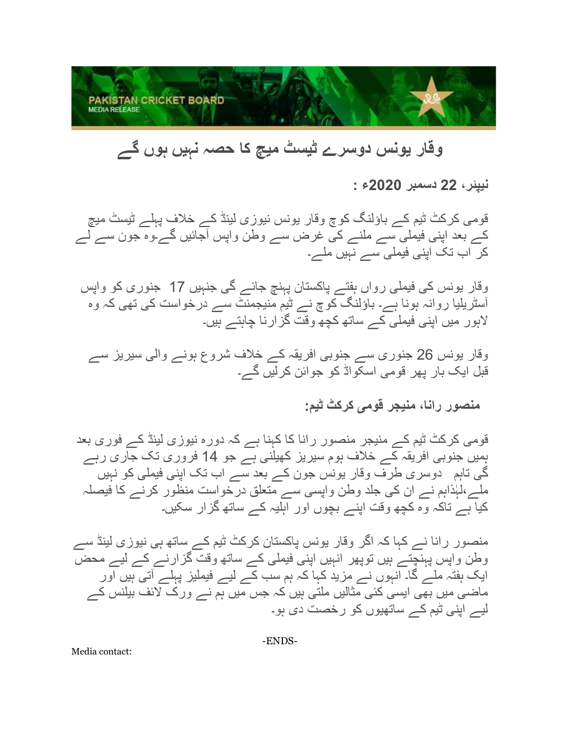PAKISTAN CRICKET BOARD
MEDIA RELEASE

# وقار یونس دوسرے ٹیسٹ میچ کا حصہ نہیں ہوں گے

**نیپئر، 22 دسمبر 2020ء :**

قومی کرکٹ ٹیم کے باؤلنگ کوچ وقار یونس نیوزی لینڈ کے خلاف پہلے ٹیسٹ میچ کے بعد اپنی فیملی سے ملنے کی غرض سے وطن واپس آجائیں گے۔وہ جون سے لے کر اب تک اپنی فیملی سے نہیں ملے۔

وقار یونس کی فیملی رواں ہفتے پاکستان پہنچ جائے گی جنہیں 17 جنوری کو واپس آسٹریلیا روانہ ہونا ہے۔ باؤلنگ کوچ نے ٹیم منیجمنٹ سے درخواست کی تھی کہ وہ لاہور میں اپنی فیملی کے ساتھ کچھ وقت گزارنا چاہتے ہیں۔

وقار یونس 26 جنوری سے جنوبی افریقہ کے خلاف شروع ہونے والی سیریز سے قبل ایک بار پھر قومی اسکواڈ کو جوائن کرلیں گے۔

**منصور رانا، منیجر قومی کرکٹ ٹیم:**

قومی کرکٹ ٹیم کے منیجر منصور رانا کا کہنا ہے کہ دورہ نیوزی لینڈ کے فوری بعد ہمیں جنوبی افریقہ کے خلاف ہوم سیریز کھیلنی ہے جو 14 فروری تک جاری رہے گی تاہم دوسری طرف وقار یونس جون کے بعد سے اب تک اپنی فیملی کو نہیں ملے،لہٰذاہم نے ان کی جلد وطن واپسی سے متعلق درخواست منظور کرنے کا فیصلہ کیا ہے تاکہ وہ کچھ وقت اپنے بچوں اور اہلیہ کے ساتھ گزار سکیں۔

منصور رانا نے کہا کہ اگر وقار یونس پاکستان کرکٹ ٹیم کے ساتھ ہی نیوزی لینڈ سے وطن واپس پہنچتے ہیں توپھر انہیں اپنی فیملی کے ساتھ وقت گزارنے کے لیے محض ایک ہفتہ ملے گا۔ انہوں نے مزید کہا کہ ہم سب کے لیے فیملیز پہلے آتی ہیں اور ماضی میں بھی ایسی کئی مثالیں ملتی ہیں کہ جس میں ہم نے ورک لائف بیلنس کے لیے اپنی ٹیم کے ساتھیوں کو رخصت دی ہو۔

-ENDS-

Media contact: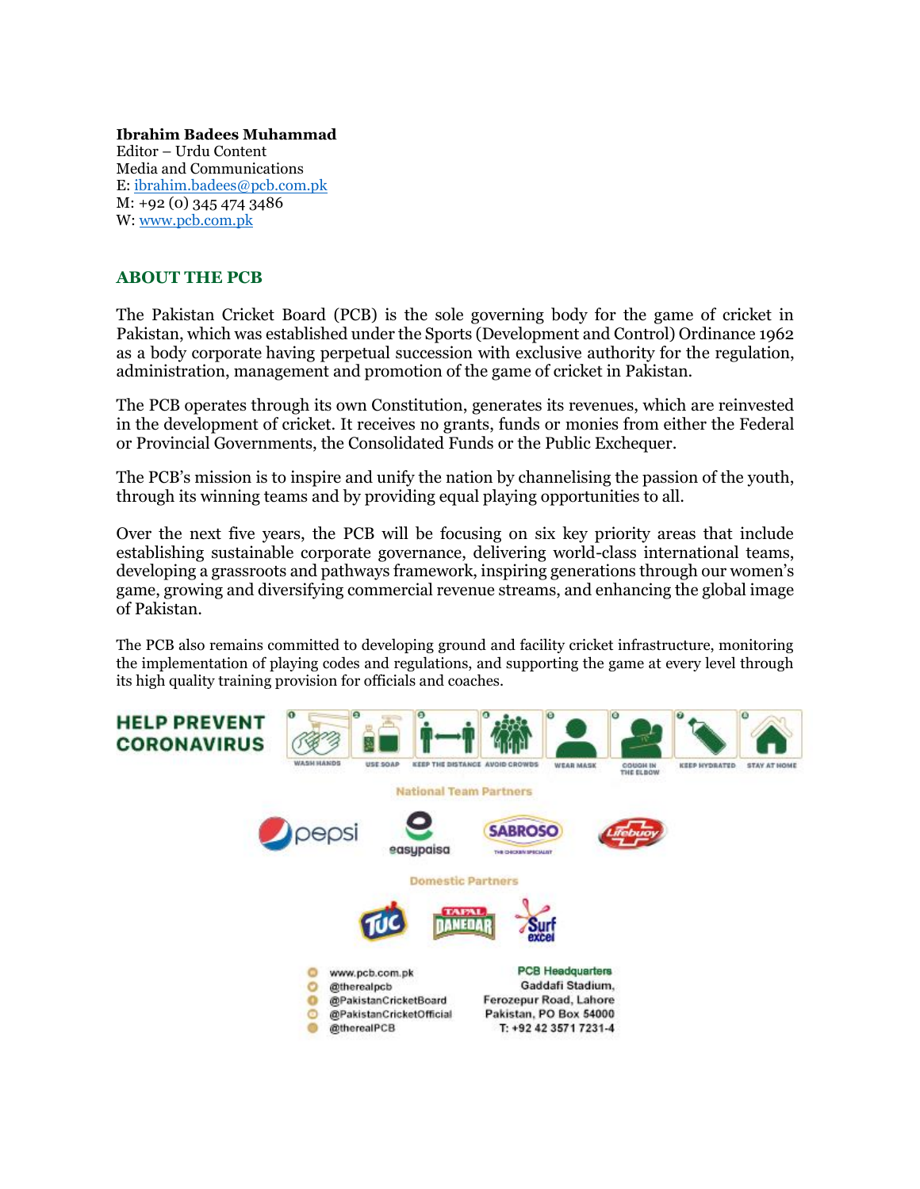**Ibrahim Badees Muhammad**
Editor – Urdu Content
Media and Communications
E: ibrahim.badees@pcb.com.pk
M: +92 (0) 345 474 3486
W: www.pcb.com.pk

## ABOUT THE PCB

The Pakistan Cricket Board (PCB) is the sole governing body for the game of cricket in Pakistan, which was established under the Sports (Development and Control) Ordinance 1962 as a body corporate having perpetual succession with exclusive authority for the regulation, administration, management and promotion of the game of cricket in Pakistan.

The PCB operates through its own Constitution, generates its revenues, which are reinvested in the development of cricket. It receives no grants, funds or monies from either the Federal or Provincial Governments, the Consolidated Funds or the Public Exchequer.

The PCB's mission is to inspire and unify the nation by channelising the passion of the youth, through its winning teams and by providing equal playing opportunities to all.

Over the next five years, the PCB will be focusing on six key priority areas that include establishing sustainable corporate governance, delivering world-class international teams, developing a grassroots and pathways framework, inspiring generations through our women's game, growing and diversifying commercial revenue streams, and enhancing the global image of Pakistan.

The PCB also remains committed to developing ground and facility cricket infrastructure, monitoring the implementation of playing codes and regulations, and supporting the game at every level through its high quality training provision for officials and coaches.

**HELP PREVENT CORONAVIRUS**

1. WASH HANDS
2. USE SOAP
3. KEEP THE DISTANCE
4. AVOID CROWDS
5. WEAR MASK
6. COUGH IN THE ELBOW
7. KEEP HYDRATED
8. STAY AT HOME

National Team Partners

Domestic Partners

- www.pcb.com.pk
- @therealpcb
- @PakistanCricketBoard
- @PakistanCricketOfficial
- @therealPCB

**PCB Headquarters**
Gaddafi Stadium,
Ferozepur Road, Lahore
Pakistan, PO Box 54000
T: +92 42 3571 7231-4